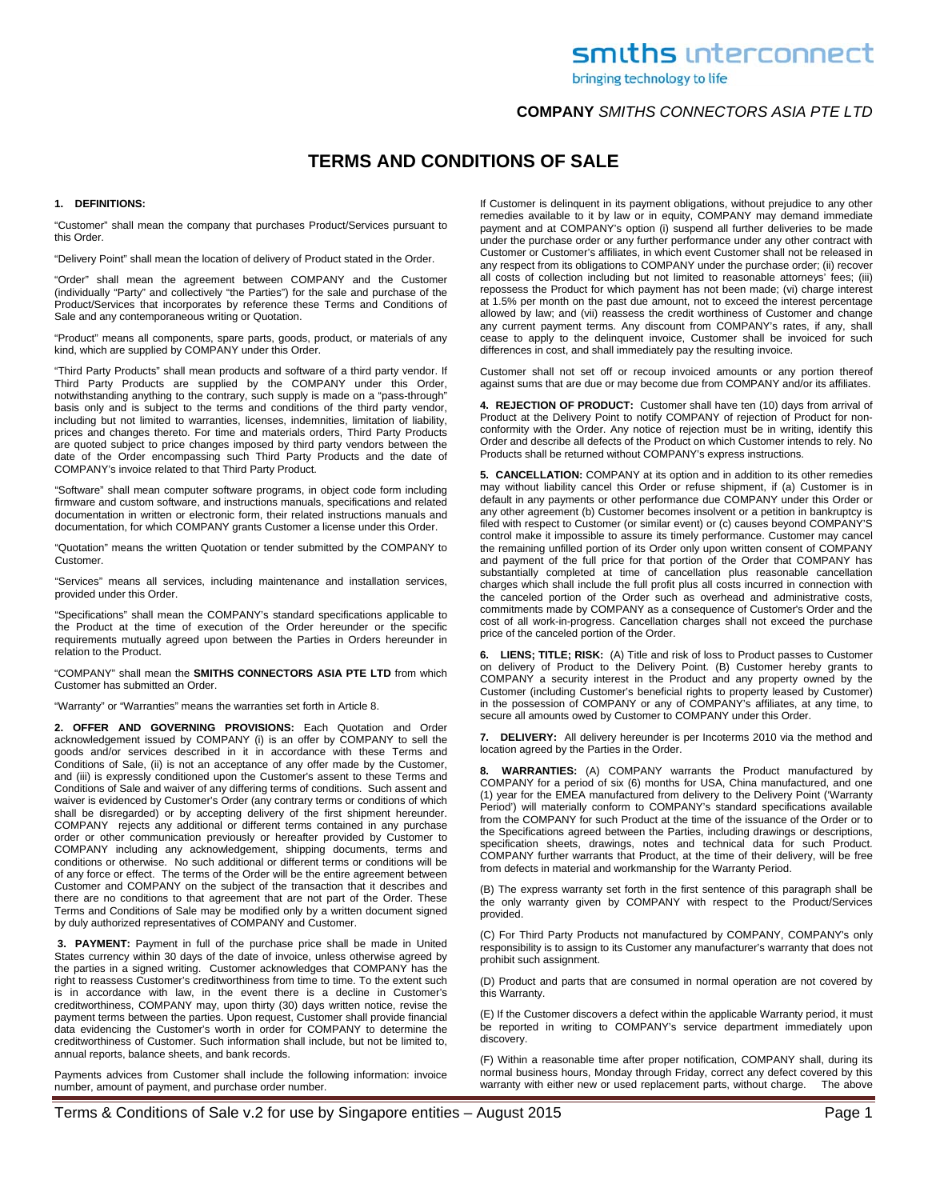smiths interconnect

bringing technology to life

**COMPANY** *SMITHS CONNECTORS ASIA PTE LTD*

# TERMS AND CONDITIONS OF SALE

**1. DEFINITIONS:**

"Customer" shall mean the company that purchases Product/Services pursuant to this Order.

"Delivery Point" shall mean the location of delivery of Product stated in the Order.

"Order" shall mean the agreement between COMPANY and the Customer (individually "Party" and collectively "the Parties") for the sale and purchase of the Product/Services that incorporates by reference these Terms and Conditions of Sale and any contemporaneous writing or Quotation.

"Product" means all components, spare parts, goods, product, or materials of any kind, which are supplied by COMPANY under this Order.

"Third Party Products" shall mean products and software of a third party vendor. If Third Party Products are supplied by the COMPANY under this Order, notwithstanding anything to the contrary, such supply is made on a "pass-through" basis only and is subject to the terms and conditions of the third party vendor, including but not limited to warranties, licenses, indemnities, limitation of liability, prices and changes thereto. For time and materials orders, Third Party Products are quoted subject to price changes imposed by third party vendors between the date of the Order encompassing such Third Party Products and the date of COMPANY's invoice related to that Third Party Product.

"Software" shall mean computer software programs, in object code form including firmware and custom software, and instructions manuals, specifications and related documentation in written or electronic form, their related instructions manuals and documentation, for which COMPANY grants Customer a license under this Order.

"Quotation" means the written Quotation or tender submitted by the COMPANY to Customer.

"Services" means all services, including maintenance and installation services, provided under this Order.

"Specifications" shall mean the COMPANY's standard specifications applicable to the Product at the time of execution of the Order hereunder or the specific requirements mutually agreed upon between the Parties in Orders hereunder in relation to the Product.

"COMPANY" shall mean the **SMITHS CONNECTORS ASIA PTE LTD** from which Customer has submitted an Order.

"Warranty" or "Warranties" means the warranties set forth in Article 8.

**2. OFFER AND GOVERNING PROVISIONS:** Each Quotation and Order acknowledgement issued by COMPANY (i) is an offer by COMPANY to sell the goods and/or services described in it in accordance with these Terms and Conditions of Sale, (ii) is not an acceptance of any offer made by the Customer, and (iii) is expressly conditioned upon the Customer's assent to these Terms and Conditions of Sale and waiver of any differing terms of conditions. Such assent and waiver is evidenced by Customer's Order (any contrary terms or conditions of which shall be disregarded) or by accepting delivery of the first shipment hereunder. COMPANY rejects any additional or different terms contained in any purchase order or other communication previously or hereafter provided by Customer to COMPANY including any acknowledgement, shipping documents, terms and conditions or otherwise. No such additional or different terms or conditions will be of any force or effect. The terms of the Order will be the entire agreement between Customer and COMPANY on the subject of the transaction that it describes and there are no conditions to that agreement that are not part of the Order. These Terms and Conditions of Sale may be modified only by a written document signed by duly authorized representatives of COMPANY and Customer.

**3. PAYMENT:** Payment in full of the purchase price shall be made in United States currency within 30 days of the date of invoice, unless otherwise agreed by the parties in a signed writing. Customer acknowledges that COMPANY has the right to reassess Customer's creditworthiness from time to time. To the extent such is in accordance with law, in the event there is a decline in Customer's creditworthiness, COMPANY may, upon thirty (30) days written notice, revise the payment terms between the parties. Upon request, Customer shall provide financial data evidencing the Customer's worth in order for COMPANY to determine the creditworthiness of Customer. Such information shall include, but not be limited to, annual reports, balance sheets, and bank records.

Payments advices from Customer shall include the following information: invoice number, amount of payment, and purchase order number.

If Customer is delinquent in its payment obligations, without prejudice to any other remedies available to it by law or in equity, COMPANY may demand immediate payment and at COMPANY's option (i) suspend all further deliveries to be made under the purchase order or any further performance under any other contract with Customer or Customer's affiliates, in which event Customer shall not be released in any respect from its obligations to COMPANY under the purchase order; (ii) recover all costs of collection including but not limited to reasonable attorneys' fees; (iii) repossess the Product for which payment has not been made; (vi) charge interest at 1.5% per month on the past due amount, not to exceed the interest percentage allowed by law; and (vii) reassess the credit worthiness of Customer and change any current payment terms. Any discount from COMPANY's rates, if any, shall cease to apply to the delinquent invoice, Customer shall be invoiced for such differences in cost, and shall immediately pay the resulting invoice.

Customer shall not set off or recoup invoiced amounts or any portion thereof against sums that are due or may become due from COMPANY and/or its affiliates.

**4. REJECTION OF PRODUCT:** Customer shall have ten (10) days from arrival of Product at the Delivery Point to notify COMPANY of rejection of Product for non-conformity with the Order. Any notice of rejection must be in writing, identify this Order and describe all defects of the Product on which Customer intends to rely. No Products shall be returned without COMPANY's express instructions.

**5. CANCELLATION:** COMPANY at its option and in addition to its other remedies may without liability cancel this Order or refuse shipment, if (a) Customer is in default in any payments or other performance due COMPANY under this Order or any other agreement (b) Customer becomes insolvent or a petition in bankruptcy is filed with respect to Customer (or similar event) or (c) causes beyond COMPANY'S control make it impossible to assure its timely performance. Customer may cancel the remaining unfilled portion of its Order only upon written consent of COMPANY and payment of the full price for that portion of the Order that COMPANY has substantially completed at time of cancellation plus reasonable cancellation charges which shall include the full profit plus all costs incurred in connection with the canceled portion of the Order such as overhead and administrative costs, commitments made by COMPANY as a consequence of Customer's Order and the cost of all work-in-progress. Cancellation charges shall not exceed the purchase price of the canceled portion of the Order.

**6. LIENS; TITLE; RISK:** (A) Title and risk of loss to Product passes to Customer on delivery of Product to the Delivery Point. (B) Customer hereby grants to COMPANY a security interest in the Product and any property owned by the Customer (including Customer's beneficial rights to property leased by Customer) in the possession of COMPANY or any of COMPANY's affiliates, at any time, to secure all amounts owed by Customer to COMPANY under this Order.

**7. DELIVERY:** All delivery hereunder is per Incoterms 2010 via the method and location agreed by the Parties in the Order.

**8. WARRANTIES:** (A) COMPANY warrants the Product manufactured by COMPANY for a period of six (6) months for USA, China manufactured, and one (1) year for the EMEA manufactured from delivery to the Delivery Point ('Warranty Period') will materially conform to COMPANY's standard specifications available from the COMPANY for such Product at the time of the issuance of the Order or to the Specifications agreed between the Parties, including drawings or descriptions, specification sheets, drawings, notes and technical data for such Product. COMPANY further warrants that Product, at the time of their delivery, will be free from defects in material and workmanship for the Warranty Period.

(B) The express warranty set forth in the first sentence of this paragraph shall be the only warranty given by COMPANY with respect to the Product/Services provided.

(C) For Third Party Products not manufactured by COMPANY, COMPANY's only responsibility is to assign to its Customer any manufacturer's warranty that does not prohibit such assignment.

(D) Product and parts that are consumed in normal operation are not covered by this Warranty.

(E) If the Customer discovers a defect within the applicable Warranty period, it must be reported in writing to COMPANY's service department immediately upon discovery.

(F) Within a reasonable time after proper notification, COMPANY shall, during its normal business hours, Monday through Friday, correct any defect covered by this warranty with either new or used replacement parts, without charge. The above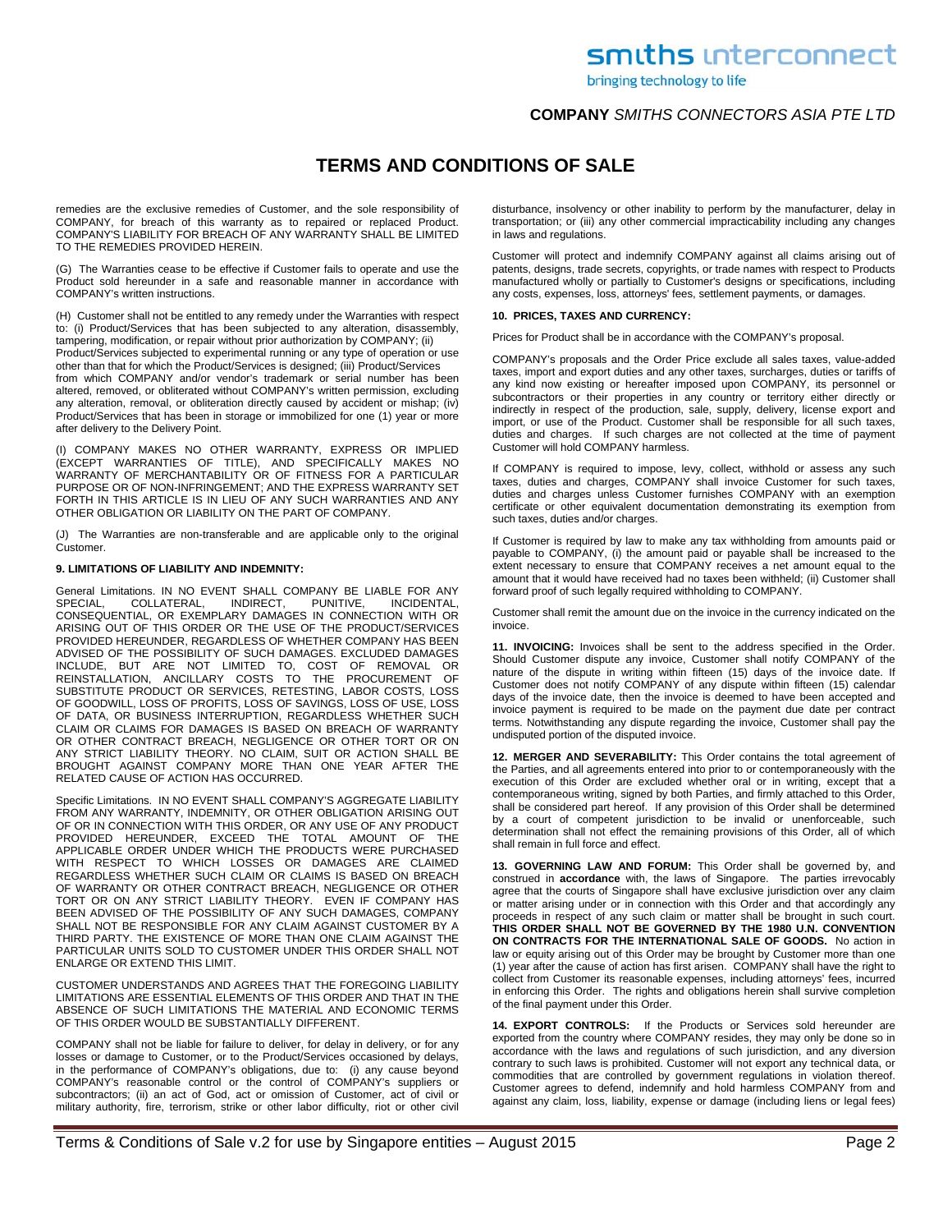remedies are the exclusive remedies of Customer, and the sole responsibility of COMPANY, for breach of this warranty as to repaired or replaced Product. COMPANY'S LIABILITY FOR BREACH OF ANY WARRANTY SHALL BE LIMITED TO THE REMEDIES PROVIDED HEREIN.

(G) The Warranties cease to be effective if Customer fails to operate and use the Product sold hereunder in a safe and reasonable manner in accordance with COMPANY's written instructions.

(H) Customer shall not be entitled to any remedy under the Warranties with respect to: (i) Product/Services that has been subjected to any alteration, disassembly, tampering, modification, or repair without prior authorization by COMPANY; (ii) Product/Services subjected to experimental running or any type of operation or use other than that for which the Product/Services is designed; (iii) Product/Services from which COMPANY and/or vendor's trademark or serial number has been altered, removed, or obliterated without COMPANY's written permission, excluding any alteration, removal, or obliteration directly caused by accident or mishap; (iv) Product/Services that has been in storage or immobilized for one (1) year or more after delivery to the Delivery Point.

(I) COMPANY MAKES NO OTHER WARRANTY, EXPRESS OR IMPLIED (EXCEPT WARRANTIES OF TITLE), AND SPECIFICALLY MAKES NO WARRANTY OF MERCHANTABILITY OR OF FITNESS FOR A PARTICULAR PURPOSE OR OF NON-INFRINGEMENT; AND THE EXPRESS WARRANTY SET FORTH IN THIS ARTICLE IS IN LIEU OF ANY SUCH WARRANTIES AND ANY OTHER OBLIGATION OR LIABILITY ON THE PART OF COMPANY.

(J) The Warranties are non-transferable and are applicable only to the original Customer.

**9. LIMITATIONS OF LIABILITY AND INDEMNITY:**

General Limitations. IN NO EVENT SHALL COMPANY BE LIABLE FOR ANY SPECIAL, COLLATERAL, INDIRECT, PUNITIVE, INCIDENTAL, CONSEQUENTIAL, OR EXEMPLARY DAMAGES IN CONNECTION WITH OR ARISING OUT OF THIS ORDER OR THE USE OF THE PRODUCT/SERVICES PROVIDED HEREUNDER, REGARDLESS OF WHETHER COMPANY HAS BEEN ADVISED OF THE POSSIBILITY OF SUCH DAMAGES. EXCLUDED DAMAGES INCLUDE, BUT ARE NOT LIMITED TO, COST OF REMOVAL OR REINSTALLATION, ANCILLARY COSTS TO THE PROCUREMENT OF SUBSTITUTE PRODUCT OR SERVICES, RETESTING, LABOR COSTS, LOSS OF GOODWILL, LOSS OF PROFITS, LOSS OF SAVINGS, LOSS OF USE, LOSS OF DATA, OR BUSINESS INTERRUPTION, REGARDLESS WHETHER SUCH CLAIM OR CLAIMS FOR DAMAGES IS BASED ON BREACH OF WARRANTY OR OTHER CONTRACT BREACH, NEGLIGENCE OR OTHER TORT OR ON ANY STRICT LIABILITY THEORY. NO CLAIM, SUIT OR ACTION SHALL BE BROUGHT AGAINST COMPANY MORE THAN ONE YEAR AFTER THE RELATED CAUSE OF ACTION HAS OCCURRED.

Specific Limitations. IN NO EVENT SHALL COMPANY'S AGGREGATE LIABILITY FROM ANY WARRANTY, INDEMNITY, OR OTHER OBLIGATION ARISING OUT OF OR IN CONNECTION WITH THIS ORDER, OR ANY USE OF ANY PRODUCT PROVIDED HEREUNDER, EXCEED THE TOTAL AMOUNT OF THE APPLICABLE ORDER UNDER WHICH THE PRODUCTS WERE PURCHASED WITH RESPECT TO WHICH LOSSES OR DAMAGES ARE CLAIMED REGARDLESS WHETHER SUCH CLAIM OR CLAIMS IS BASED ON BREACH OF WARRANTY OR OTHER CONTRACT BREACH, NEGLIGENCE OR OTHER TORT OR ON ANY STRICT LIABILITY THEORY. EVEN IF COMPANY HAS BEEN ADVISED OF THE POSSIBILITY OF ANY SUCH DAMAGES, COMPANY SHALL NOT BE RESPONSIBLE FOR ANY CLAIM AGAINST CUSTOMER BY A THIRD PARTY. THE EXISTENCE OF MORE THAN ONE CLAIM AGAINST THE PARTICULAR UNITS SOLD TO CUSTOMER UNDER THIS ORDER SHALL NOT ENLARGE OR EXTEND THIS LIMIT.

CUSTOMER UNDERSTANDS AND AGREES THAT THE FOREGOING LIABILITY LIMITATIONS ARE ESSENTIAL ELEMENTS OF THIS ORDER AND THAT IN THE ABSENCE OF SUCH LIMITATIONS THE MATERIAL AND ECONOMIC TERMS OF THIS ORDER WOULD BE SUBSTANTIALLY DIFFERENT.

COMPANY shall not be liable for failure to deliver, for delay in delivery, or for any losses or damage to Customer, or to the Product/Services occasioned by delays, in the performance of COMPANY's obligations, due to: (i) any cause beyond COMPANY's reasonable control or the control of COMPANY's suppliers or subcontractors; (ii) an act of God, act or omission of Customer, act of civil or military authority, fire, terrorism, strike or other labor difficulty, riot or other civil disturbance, insolvency or other inability to perform by the manufacturer, delay in transportation; or (iii) any other commercial impracticability including any changes in laws and regulations.

Customer will protect and indemnify COMPANY against all claims arising out of patents, designs, trade secrets, copyrights, or trade names with respect to Products manufactured wholly or partially to Customer's designs or specifications, including any costs, expenses, loss, attorneys' fees, settlement payments, or damages.

**10. PRICES, TAXES AND CURRENCY:**

Prices for Product shall be in accordance with the COMPANY's proposal.

COMPANY's proposals and the Order Price exclude all sales taxes, value-added taxes, import and export duties and any other taxes, surcharges, duties or tariffs of any kind now existing or hereafter imposed upon COMPANY, its personnel or subcontractors or their properties in any country or territory either directly or indirectly in respect of the production, sale, supply, delivery, license export and import, or use of the Product. Customer shall be responsible for all such taxes, duties and charges. If such charges are not collected at the time of payment Customer will hold COMPANY harmless.

If COMPANY is required to impose, levy, collect, withhold or assess any such taxes, duties and charges, COMPANY shall invoice Customer for such taxes, duties and charges unless Customer furnishes COMPANY with an exemption certificate or other equivalent documentation demonstrating its exemption from such taxes, duties and/or charges.

If Customer is required by law to make any tax withholding from amounts paid or payable to COMPANY, (i) the amount paid or payable shall be increased to the extent necessary to ensure that COMPANY receives a net amount equal to the amount that it would have received had no taxes been withheld; (ii) Customer shall forward proof of such legally required withholding to COMPANY.

Customer shall remit the amount due on the invoice in the currency indicated on the invoice.

**11. INVOICING:** Invoices shall be sent to the address specified in the Order. Should Customer dispute any invoice, Customer shall notify COMPANY of the nature of the dispute in writing within fifteen (15) days of the invoice date. If Customer does not notify COMPANY of any dispute within fifteen (15) calendar days of the invoice date, then the invoice is deemed to have been accepted and invoice payment is required to be made on the payment due date per contract terms. Notwithstanding any dispute regarding the invoice, Customer shall pay the undisputed portion of the disputed invoice.

**12. MERGER AND SEVERABILITY:** This Order contains the total agreement of the Parties, and all agreements entered into prior to or contemporaneously with the execution of this Order are excluded whether oral or in writing, except that a contemporaneous writing, signed by both Parties, and firmly attached to this Order, shall be considered part hereof. If any provision of this Order shall be determined by a court of competent jurisdiction to be invalid or unenforceable, such determination shall not effect the remaining provisions of this Order, all of which shall remain in full force and effect.

**13. GOVERNING LAW AND FORUM:** This Order shall be governed by, and construed in **accordance** with, the laws of Singapore. The parties irrevocably agree that the courts of Singapore shall have exclusive jurisdiction over any claim or matter arising under or in connection with this Order and that accordingly any proceeds in respect of any such claim or matter shall be brought in such court. **THIS ORDER SHALL NOT BE GOVERNED BY THE 1980 U.N. CONVENTION ON CONTRACTS FOR THE INTERNATIONAL SALE OF GOODS.** No action in law or equity arising out of this Order may be brought by Customer more than one (1) year after the cause of action has first arisen. COMPANY shall have the right to collect from Customer its reasonable expenses, including attorneys' fees, incurred in enforcing this Order. The rights and obligations herein shall survive completion of the final payment under this Order.

**14. EXPORT CONTROLS:** If the Products or Services sold hereunder are exported from the country where COMPANY resides, they may only be done so in accordance with the laws and regulations of such jurisdiction, and any diversion contrary to such laws is prohibited. Customer will not export any technical data, or commodities that are controlled by government regulations in violation thereof. Customer agrees to defend, indemnify and hold harmless COMPANY from and against any claim, loss, liability, expense or damage (including liens or legal fees)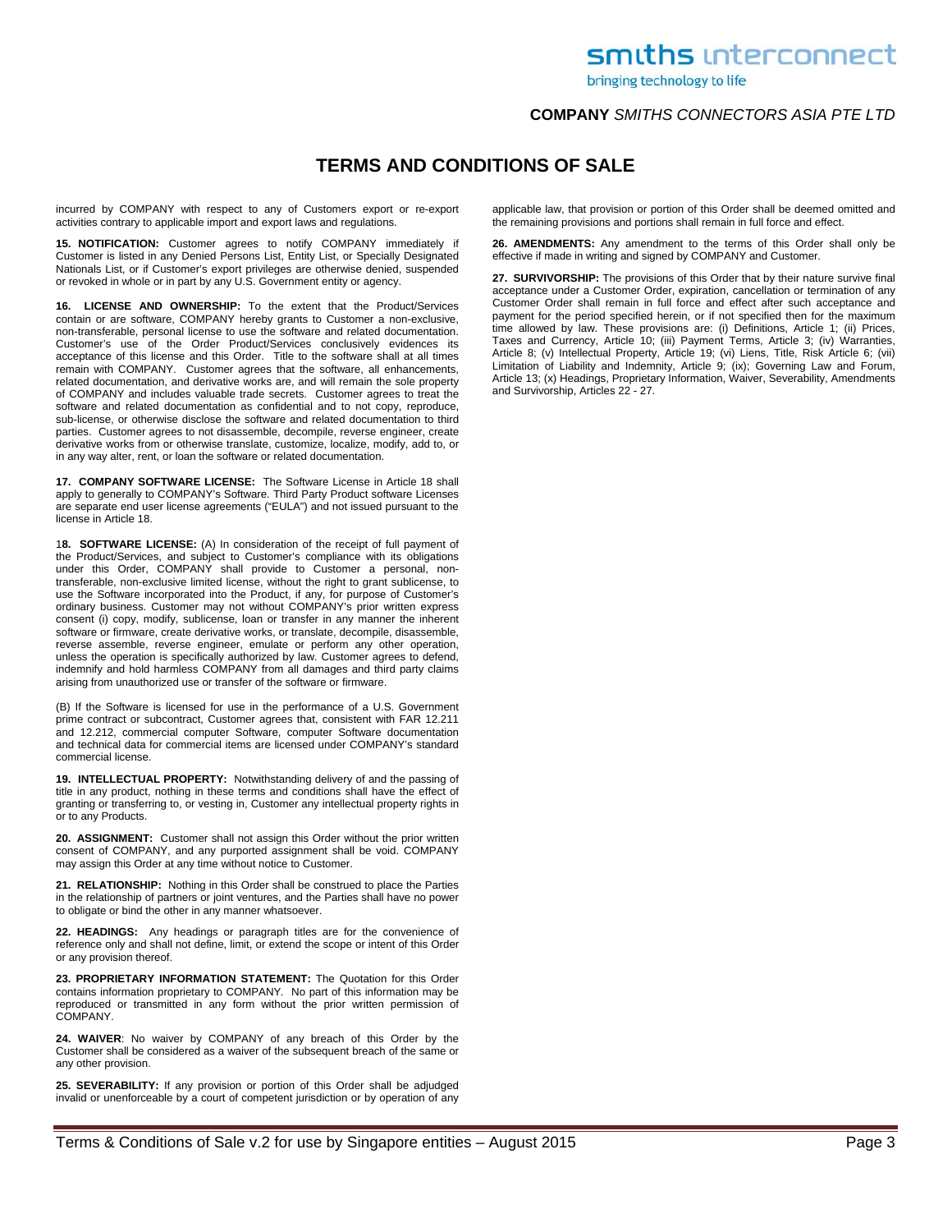# TERMS AND CONDITIONS OF SALE

incurred by COMPANY with respect to any of Customers export or re-export activities contrary to applicable import and export laws and regulations.

**15. NOTIFICATION:** Customer agrees to notify COMPANY immediately if Customer is listed in any Denied Persons List, Entity List, or Specially Designated Nationals List, or if Customer's export privileges are otherwise denied, suspended or revoked in whole or in part by any U.S. Government entity or agency.

**16. LICENSE AND OWNERSHIP:** To the extent that the Product/Services contain or are software, COMPANY hereby grants to Customer a non-exclusive, non-transferable, personal license to use the software and related documentation. Customer's use of the Order Product/Services conclusively evidences its acceptance of this license and this Order. Title to the software shall at all times remain with COMPANY. Customer agrees that the software, all enhancements, related documentation, and derivative works are, and will remain the sole property of COMPANY and includes valuable trade secrets. Customer agrees to treat the software and related documentation as confidential and to not copy, reproduce, sub-license, or otherwise disclose the software and related documentation to third parties. Customer agrees to not disassemble, decompile, reverse engineer, create derivative works from or otherwise translate, customize, localize, modify, add to, or in any way alter, rent, or loan the software or related documentation.

**17. COMPANY SOFTWARE LICENSE:** The Software License in Article 18 shall apply to generally to COMPANY's Software. Third Party Product software Licenses are separate end user license agreements ("EULA") and not issued pursuant to the license in Article 18.

**18. SOFTWARE LICENSE:** (A) In consideration of the receipt of full payment of the Product/Services, and subject to Customer's compliance with its obligations under this Order, COMPANY shall provide to Customer a personal, non-transferable, non-exclusive limited license, without the right to grant sublicense, to use the Software incorporated into the Product, if any, for purpose of Customer's ordinary business. Customer may not without COMPANY's prior written express consent (i) copy, modify, sublicense, loan or transfer in any manner the inherent software or firmware, create derivative works, or translate, decompile, disassemble, reverse assemble, reverse engineer, emulate or perform any other operation, unless the operation is specifically authorized by law. Customer agrees to defend, indemnify and hold harmless COMPANY from all damages and third party claims arising from unauthorized use or transfer of the software or firmware.

(B) If the Software is licensed for use in the performance of a U.S. Government prime contract or subcontract, Customer agrees that, consistent with FAR 12.211 and 12.212, commercial computer Software, computer Software documentation and technical data for commercial items are licensed under COMPANY's standard commercial license.

**19. INTELLECTUAL PROPERTY:** Notwithstanding delivery of and the passing of title in any product, nothing in these terms and conditions shall have the effect of granting or transferring to, or vesting in, Customer any intellectual property rights in or to any Products.

**20. ASSIGNMENT:** Customer shall not assign this Order without the prior written consent of COMPANY, and any purported assignment shall be void. COMPANY may assign this Order at any time without notice to Customer.

**21. RELATIONSHIP:** Nothing in this Order shall be construed to place the Parties in the relationship of partners or joint ventures, and the Parties shall have no power to obligate or bind the other in any manner whatsoever.

**22. HEADINGS:** Any headings or paragraph titles are for the convenience of reference only and shall not define, limit, or extend the scope or intent of this Order or any provision thereof.

**23. PROPRIETARY INFORMATION STATEMENT:** The Quotation for this Order contains information proprietary to COMPANY. No part of this information may be reproduced or transmitted in any form without the prior written permission of COMPANY.

**24. WAIVER**: No waiver by COMPANY of any breach of this Order by the Customer shall be considered as a waiver of the subsequent breach of the same or any other provision.

**25. SEVERABILITY:** If any provision or portion of this Order shall be adjudged invalid or unenforceable by a court of competent jurisdiction or by operation of any applicable law, that provision or portion of this Order shall be deemed omitted and the remaining provisions and portions shall remain in full force and effect.

**26. AMENDMENTS:** Any amendment to the terms of this Order shall only be effective if made in writing and signed by COMPANY and Customer.

**27. SURVIVORSHIP:** The provisions of this Order that by their nature survive final acceptance under a Customer Order, expiration, cancellation or termination of any Customer Order shall remain in full force and effect after such acceptance and payment for the period specified herein, or if not specified then for the maximum time allowed by law. These provisions are: (i) Definitions, Article 1; (ii) Prices, Taxes and Currency, Article 10; (iii) Payment Terms, Article 3; (iv) Warranties, Article 8; (v) Intellectual Property, Article 19; (vi) Liens, Title, Risk Article 6; (vii) Limitation of Liability and Indemnity, Article 9; (ix); Governing Law and Forum, Article 13; (x) Headings, Proprietary Information, Waiver, Severability, Amendments and Survivorship, Articles 22 - 27.